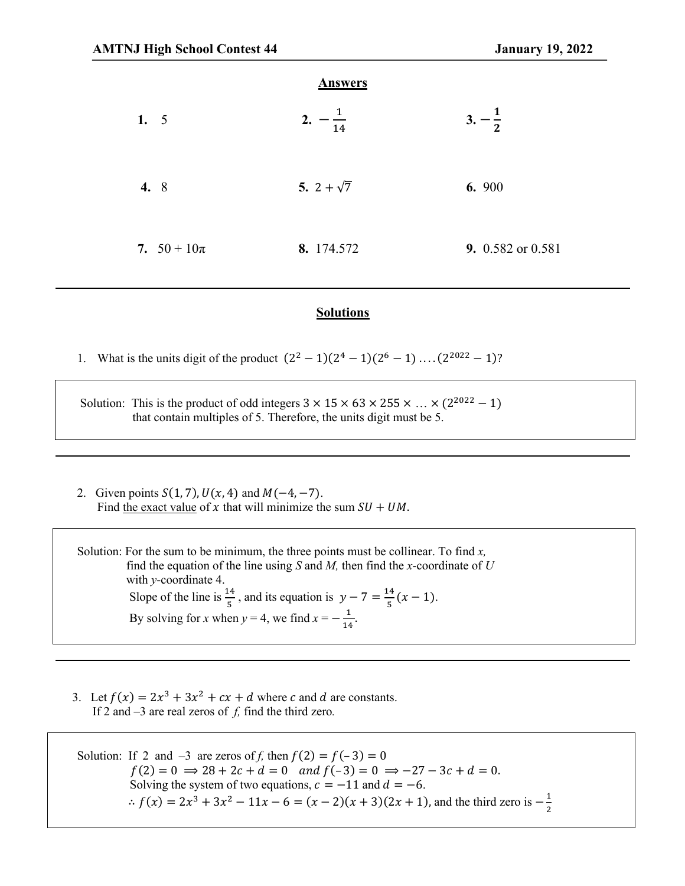**AMTNJ High School Contest 44** **January 19, 2022**

## Answers

| | | |
|---|---|---|
| **1.** 5 | **2.** $-\frac{1}{14}$ | **3.** $-\frac{1}{2}$ |
| **4.** 8 | **5.** $2 + \sqrt{7}$ | **6.** 900 |
| **7.** $50 + 10\pi$ | **8.** 174.572 | **9.** 0.582 or 0.581 |

---

## Solutions

1. What is the units digit of the product $(2^2 - 1)(2^4 - 1)(2^6 - 1) \ldots . (2^{2022} - 1)$?

> Solution: This is the product of odd integers $3 \times 15 \times 63 \times 255 \times \ldots \times (2^{2022} - 1)$ that contain multiples of 5. Therefore, the units digit must be 5.

---

2. Given points $S(1, 7)$, $U(x, 4)$ and $M(-4, -7)$.
   Find the exact value of $x$ that will minimize the sum $SU + UM$.

> Solution: For the sum to be minimum, the three points must be collinear. To find *x*, find the equation of the line using *S* and *M*, then find the *x*-coordinate of *U* with *y*-coordinate 4.
> Slope of the line is $\frac{14}{5}$, and its equation is $y - 7 = \frac{14}{5}(x - 1)$.
> By solving for *x* when *y* = 4, we find $x = -\frac{1}{14}$.

---

3. Let $f(x) = 2x^3 + 3x^2 + cx + d$ where $c$ and $d$ are constants.
   If 2 and –3 are real zeros of *f*, find the third zero.

> Solution: If 2 and –3 are zeros of *f*, then $f(2) = f(-3) = 0$
> $f(2) = 0 \implies 28 + 2c + d = 0 \quad and \; f(-3) = 0 \implies -27 - 3c + d = 0.$
> Solving the system of two equations, $c = -11$ and $d = -6$.
> $\therefore f(x) = 2x^3 + 3x^2 - 11x - 6 = (x - 2)(x + 3)(2x + 1)$, and the third zero is $-\frac{1}{2}$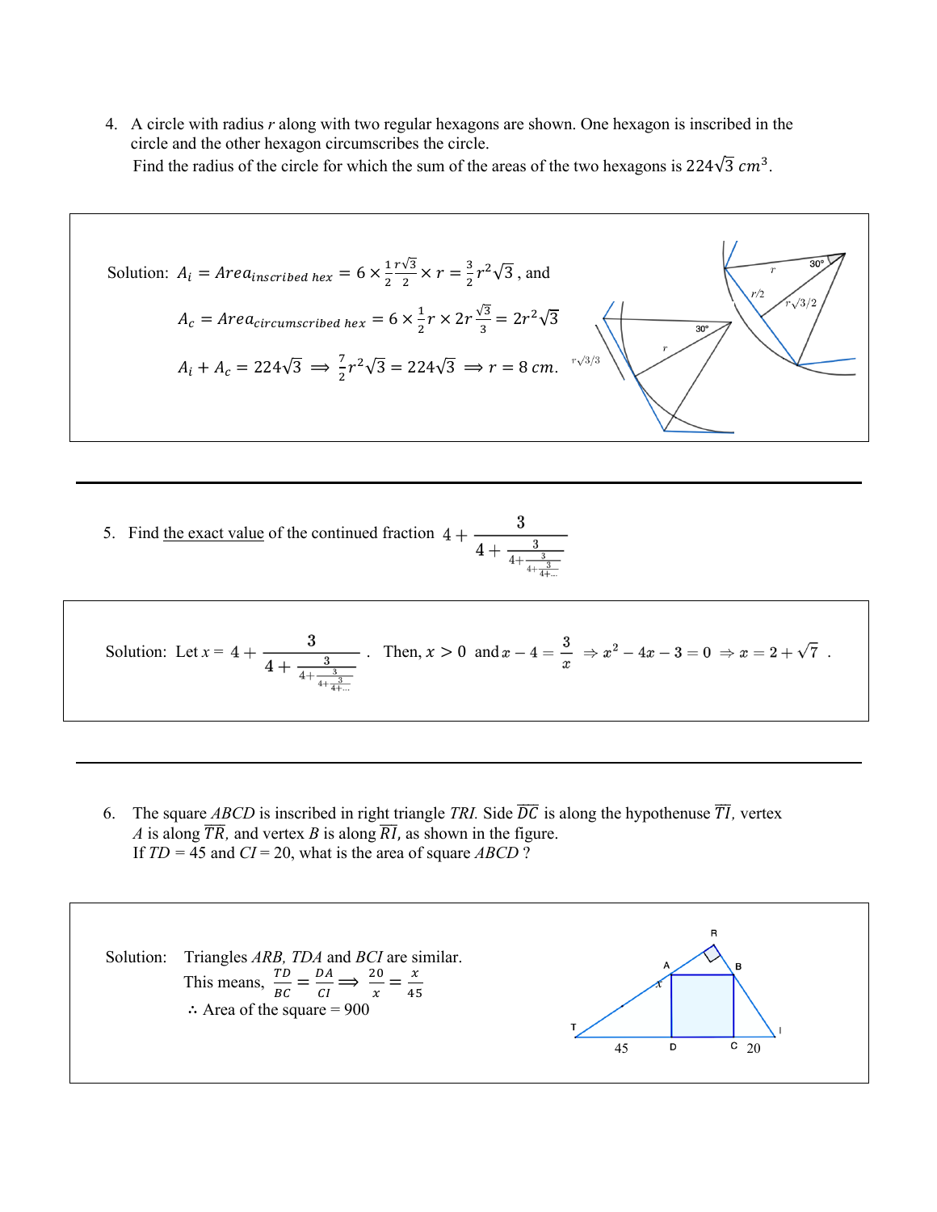4. A circle with radius $r$ along with two regular hexagons are shown. One hexagon is inscribed in the circle and the other hexagon circumscribes the circle.
   Find the radius of the circle for which the sum of the areas of the two hexagons is $224\sqrt{3}\ cm^3$.

Solution: $A_i = Area_{inscribed\ hex} = 6 \times \frac{1}{2}\frac{r\sqrt{3}}{2} \times r = \frac{3}{2}r^2\sqrt{3}$, and

$A_c = Area_{circumscribed\ hex} = 6 \times \frac{1}{2}r \times 2r\frac{\sqrt{3}}{3} = 2r^2\sqrt{3}$

$A_i + A_c = 224\sqrt{3} \implies \frac{7}{2}r^2\sqrt{3} = 224\sqrt{3} \implies r = 8\ cm.$

---

5. Find the exact value of the continued fraction $4 + \cfrac{3}{4 + \cfrac{3}{4 + \cfrac{3}{4 + \cfrac{3}{4 + \cdots}}}}$

Solution: Let $x = 4 + \cfrac{3}{4 + \cfrac{3}{4 + \cfrac{3}{4 + \cfrac{3}{4 + \cdots}}}}$. Then, $x > 0$ and $x - 4 = \frac{3}{x} \Rightarrow x^2 - 4x - 3 = 0 \Rightarrow x = 2 + \sqrt{7}$.

---

6. The square $ABCD$ is inscribed in right triangle $TRI$. Side $\overline{DC}$ is along the hypothenuse $\overline{TI}$, vertex $A$ is along $\overline{TR}$, and vertex $B$ is along $\overline{RI}$, as shown in the figure.
   If $TD = 45$ and $CI = 20$, what is the area of square $ABCD$ ?

Solution: Triangles $ARB$, $TDA$ and $BCI$ are similar.
This means, $\frac{TD}{BC} = \frac{DA}{CI} \implies \frac{20}{x} = \frac{x}{45}$
$\therefore$ Area of the square = 900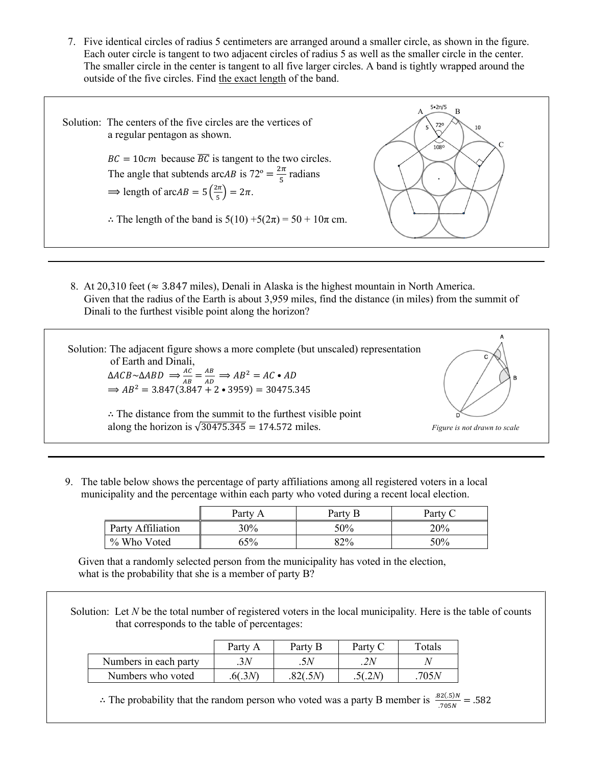7. Five identical circles of radius 5 centimeters are arranged around a smaller circle, as shown in the figure. Each outer circle is tangent to two adjacent circles of radius 5 as well as the smaller circle in the center. The smaller circle in the center is tangent to all five larger circles. A band is tightly wrapped around the outside of the five circles. Find the exact length of the band.

Solution: The centers of the five circles are the vertices of a regular pentagon as shown.

$BC = 10cm$ because $\overline{BC}$ is tangent to the two circles.
The angle that subtends arc$AB$ is 72º $= \frac{2\pi}{5}$ radians
$\Rightarrow$ length of arc$AB = 5\left(\frac{2\pi}{5}\right) = 2\pi$.

∴ The length of the band is 5(10) +5(2π) = 50 + 10π cm.

A
5•2π/5
B
5
72º
10
108º
C

---

8. At 20,310 feet (≈ 3.847 miles), Denali in Alaska is the highest mountain in North America. Given that the radius of the Earth is about 3,959 miles, find the distance (in miles) from the summit of Dinali to the furthest visible point along the horizon?

Solution: The adjacent figure shows a more complete (but unscaled) representation of Earth and Dinali,
$\Delta ACB \sim \Delta ABD \implies \frac{AC}{AB} = \frac{AB}{AD} \implies AB^2 = AC \bullet AD$
$\implies AB^2 = 3.847(3.847 + 2 \bullet 3959) = 30475.345$

∴ The distance from the summit to the furthest visible point along the horizon is $\sqrt{30475.345} = 174.572$ miles.

A
C
B
D

*Figure is not drawn to scale*

---

9. The table below shows the percentage of party affiliations among all registered voters in a local municipality and the percentage within each party who voted during a recent local election.

| | Party A | Party B | Party C |
|---|---|---|---|
| Party Affiliation | 30% | 50% | 20% |
| % Who Voted | 65% | 82% | 50% |

Given that a randomly selected person from the municipality has voted in the election, what is the probability that she is a member of party B?

Solution: Let *N* be the total number of registered voters in the local municipality. Here is the table of counts that corresponds to the table of percentages:

| | Party A | Party B | Party C | Totals |
|---|---|---|---|---|
| Numbers in each party | .3*N* | .5*N* | .2*N* | *N* |
| Numbers who voted | .6(.3*N*) | .82(.5*N*) | .5(.2*N*) | .705*N* |

∴ The probability that the random person who voted was a party B member is $\frac{.82(.5)N}{.705N} = .582$